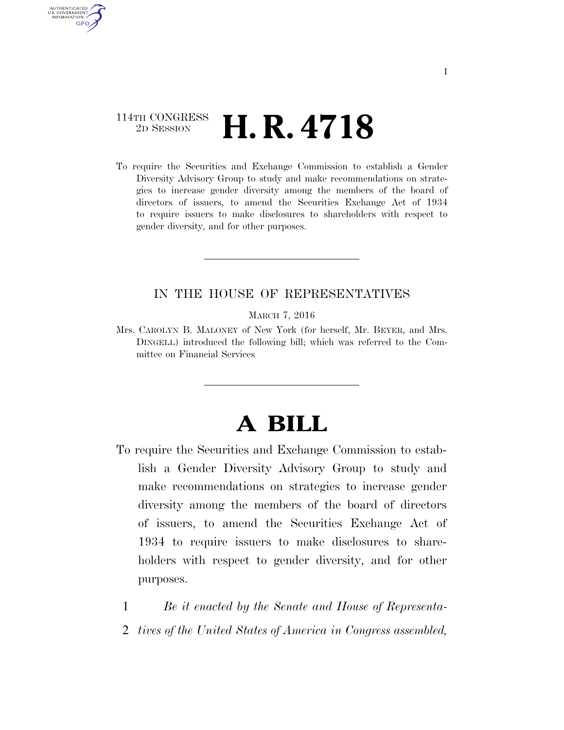114TH CONGRESS
2D SESSION

# H. R. 4718

To require the Securities and Exchange Commission to establish a Gender Diversity Advisory Group to study and make recommendations on strategies to increase gender diversity among the members of the board of directors of issuers, to amend the Securities Exchange Act of 1934 to require issuers to make disclosures to shareholders with respect to gender diversity, and for other purposes.

---

IN THE HOUSE OF REPRESENTATIVES

MARCH 7, 2016

Mrs. CAROLYN B. MALONEY of New York (for herself, Mr. BEYER, and Mrs. DINGELL) introduced the following bill; which was referred to the Committee on Financial Services

---

# A BILL

To require the Securities and Exchange Commission to establish a Gender Diversity Advisory Group to study and make recommendations on strategies to increase gender diversity among the members of the board of directors of issuers, to amend the Securities Exchange Act of 1934 to require issuers to make disclosures to shareholders with respect to gender diversity, and for other purposes.

1 *Be it enacted by the Senate and House of Representa-*
2 *tives of the United States of America in Congress assembled,*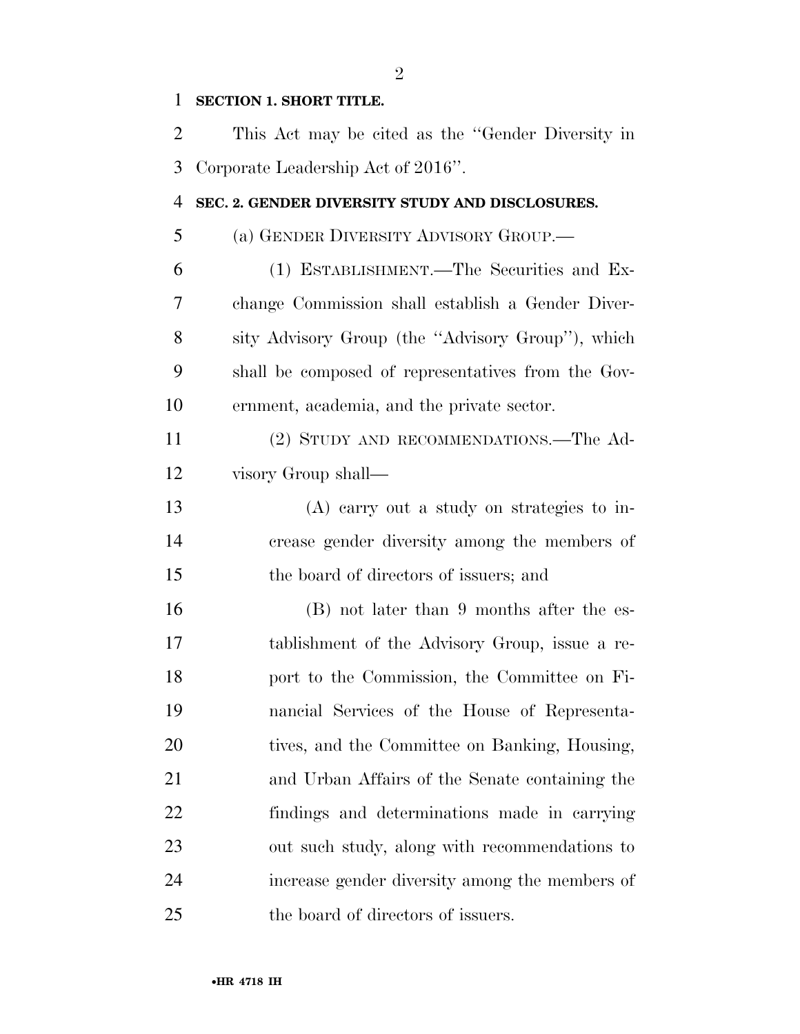**SECTION 1. SHORT TITLE.**

This Act may be cited as the "Gender Diversity in Corporate Leadership Act of 2016".

**SEC. 2. GENDER DIVERSITY STUDY AND DISCLOSURES.**

(a) GENDER DIVERSITY ADVISORY GROUP.—

(1) ESTABLISHMENT.—The Securities and Exchange Commission shall establish a Gender Diversity Advisory Group (the "Advisory Group"), which shall be composed of representatives from the Government, academia, and the private sector.

(2) STUDY AND RECOMMENDATIONS.—The Advisory Group shall—

(A) carry out a study on strategies to increase gender diversity among the members of the board of directors of issuers; and

(B) not later than 9 months after the establishment of the Advisory Group, issue a report to the Commission, the Committee on Financial Services of the House of Representatives, and the Committee on Banking, Housing, and Urban Affairs of the Senate containing the findings and determinations made in carrying out such study, along with recommendations to increase gender diversity among the members of the board of directors of issuers.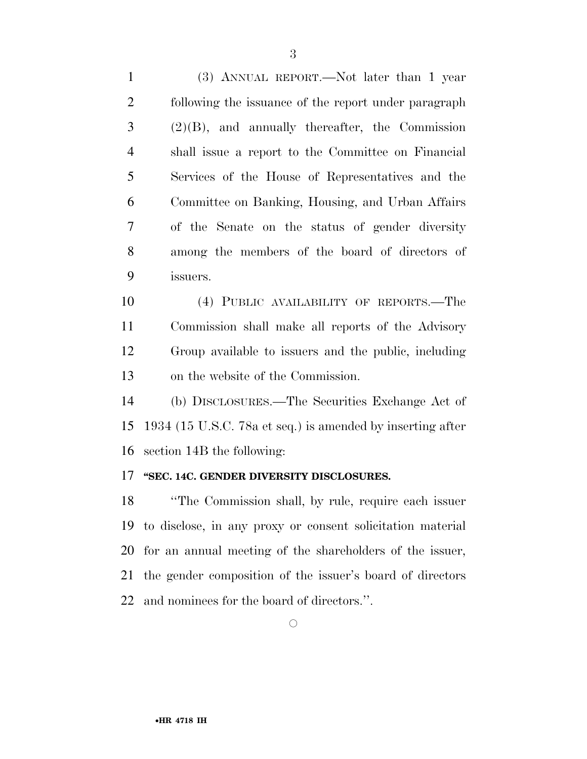(3) ANNUAL REPORT.—Not later than 1 year following the issuance of the report under paragraph (2)(B), and annually thereafter, the Commission shall issue a report to the Committee on Financial Services of the House of Representatives and the Committee on Banking, Housing, and Urban Affairs of the Senate on the status of gender diversity among the members of the board of directors of issuers.

(4) PUBLIC AVAILABILITY OF REPORTS.—The Commission shall make all reports of the Advisory Group available to issuers and the public, including on the website of the Commission.

(b) DISCLOSURES.—The Securities Exchange Act of 1934 (15 U.S.C. 78a et seq.) is amended by inserting after section 14B the following:

**"SEC. 14C. GENDER DIVERSITY DISCLOSURES.**

''The Commission shall, by rule, require each issuer to disclose, in any proxy or consent solicitation material for an annual meeting of the shareholders of the issuer, the gender composition of the issuer's board of directors and nominees for the board of directors.''.

○